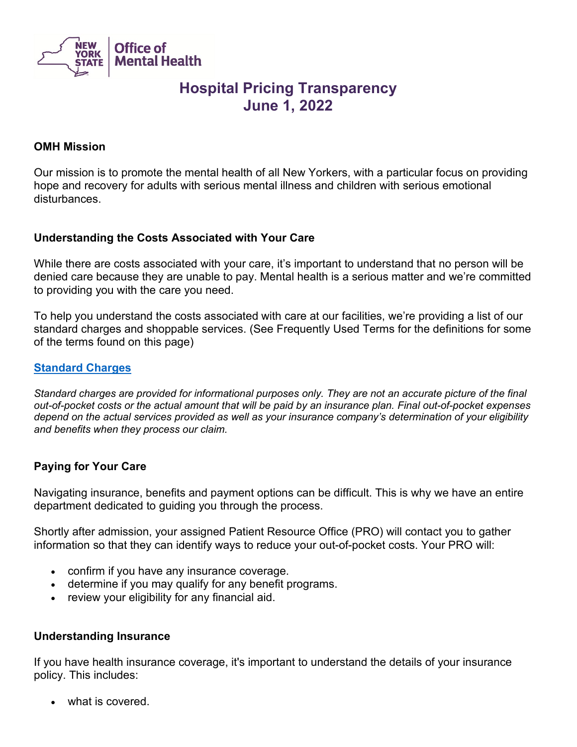# Hospital Pricing Transparency
# June 1, 2022

**OMH Mission**

Our mission is to promote the mental health of all New Yorkers, with a particular focus on providing hope and recovery for adults with serious mental illness and children with serious emotional disturbances.

**Understanding the Costs Associated with Your Care**

While there are costs associated with your care, it's important to understand that no person will be denied care because they are unable to pay. Mental health is a serious matter and we're committed to providing you with the care you need.

To help you understand the costs associated with care at our facilities, we're providing a list of our standard charges and shoppable services. (See Frequently Used Terms for the definitions for some of the terms found on this page)

**Standard Charges**

*Standard charges are provided for informational purposes only. They are not an accurate picture of the final out-of-pocket costs or the actual amount that will be paid by an insurance plan. Final out-of-pocket expenses depend on the actual services provided as well as your insurance company's determination of your eligibility and benefits when they process our claim.*

**Paying for Your Care**

Navigating insurance, benefits and payment options can be difficult. This is why we have an entire department dedicated to guiding you through the process.

Shortly after admission, your assigned Patient Resource Office (PRO) will contact you to gather information so that they can identify ways to reduce your out-of-pocket costs. Your PRO will:

- confirm if you have any insurance coverage.
- determine if you may qualify for any benefit programs.
- review your eligibility for any financial aid.

**Understanding Insurance**

If you have health insurance coverage, it's important to understand the details of your insurance policy. This includes:

- what is covered.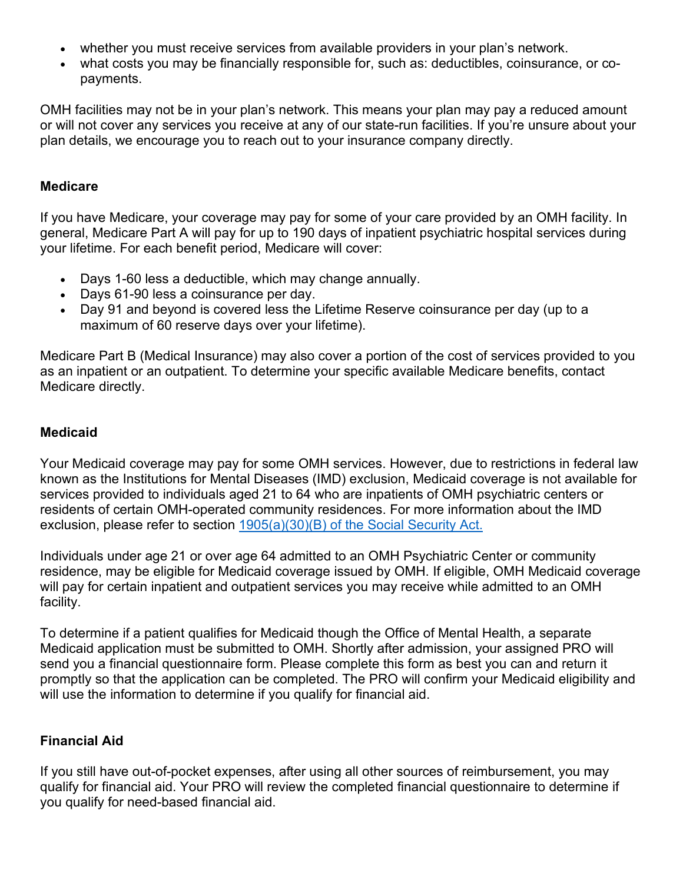- whether you must receive services from available providers in your plan's network.
- what costs you may be financially responsible for, such as: deductibles, coinsurance, or co-payments.

OMH facilities may not be in your plan's network. This means your plan may pay a reduced amount or will not cover any services you receive at any of our state-run facilities. If you're unsure about your plan details, we encourage you to reach out to your insurance company directly.

### Medicare

If you have Medicare, your coverage may pay for some of your care provided by an OMH facility. In general, Medicare Part A will pay for up to 190 days of inpatient psychiatric hospital services during your lifetime. For each benefit period, Medicare will cover:

- Days 1-60 less a deductible, which may change annually.
- Days 61-90 less a coinsurance per day.
- Day 91 and beyond is covered less the Lifetime Reserve coinsurance per day (up to a maximum of 60 reserve days over your lifetime).

Medicare Part B (Medical Insurance) may also cover a portion of the cost of services provided to you as an inpatient or an outpatient. To determine your specific available Medicare benefits, contact Medicare directly.

### Medicaid

Your Medicaid coverage may pay for some OMH services. However, due to restrictions in federal law known as the Institutions for Mental Diseases (IMD) exclusion, Medicaid coverage is not available for services provided to individuals aged 21 to 64 who are inpatients of OMH psychiatric centers or residents of certain OMH-operated community residences. For more information about the IMD exclusion, please refer to section 1905(a)(30)(B) of the Social Security Act.

Individuals under age 21 or over age 64 admitted to an OMH Psychiatric Center or community residence, may be eligible for Medicaid coverage issued by OMH. If eligible, OMH Medicaid coverage will pay for certain inpatient and outpatient services you may receive while admitted to an OMH facility.

To determine if a patient qualifies for Medicaid though the Office of Mental Health, a separate Medicaid application must be submitted to OMH. Shortly after admission, your assigned PRO will send you a financial questionnaire form. Please complete this form as best you can and return it promptly so that the application can be completed. The PRO will confirm your Medicaid eligibility and will use the information to determine if you qualify for financial aid.

### Financial Aid

If you still have out-of-pocket expenses, after using all other sources of reimbursement, you may qualify for financial aid. Your PRO will review the completed financial questionnaire to determine if you qualify for need-based financial aid.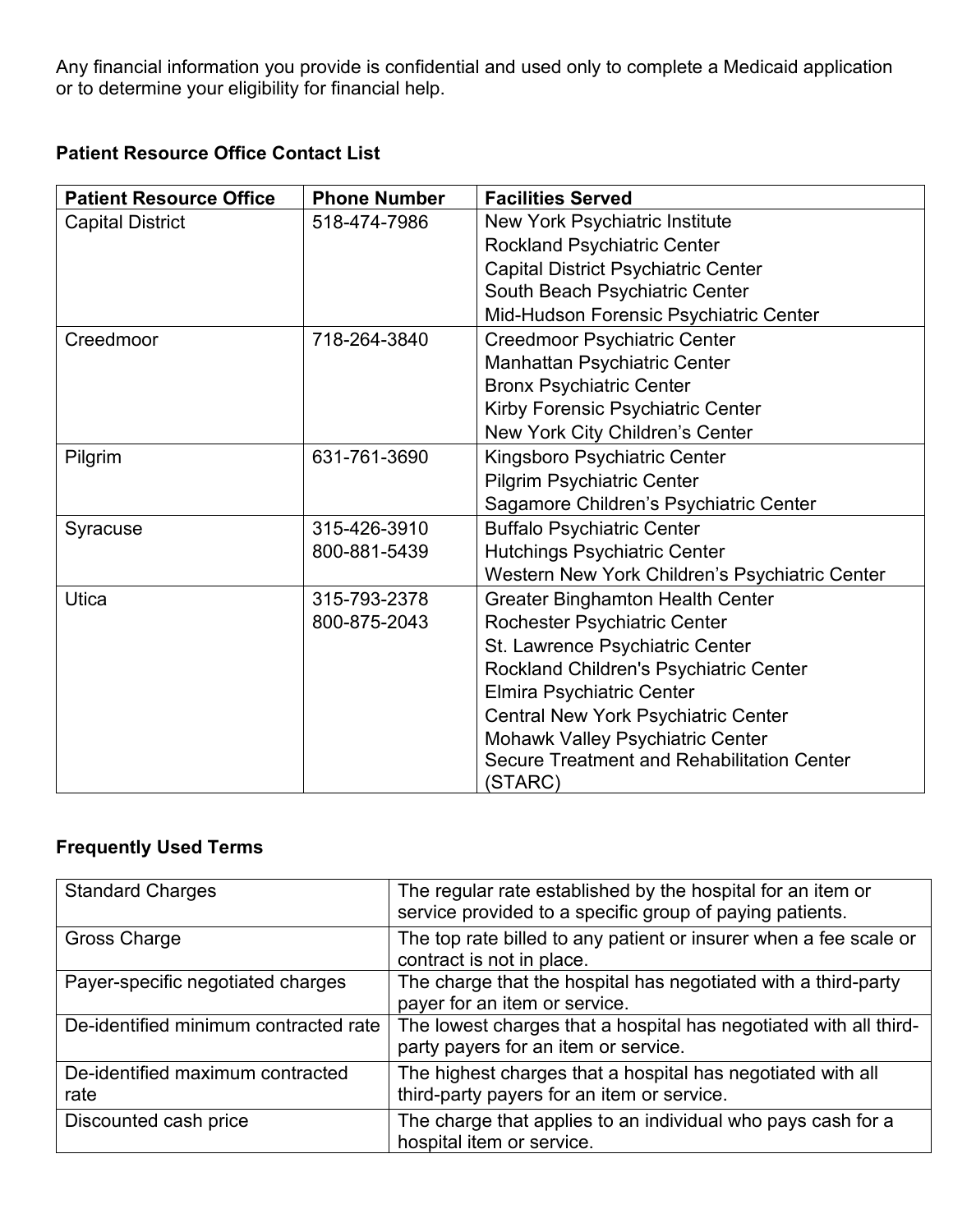Any financial information you provide is confidential and used only to complete a Medicaid application or to determine your eligibility for financial help.

**Patient Resource Office Contact List**

| Patient Resource Office | Phone Number | Facilities Served |
|---|---|---|
| Capital District | 518-474-7986 | New York Psychiatric Institute<br>Rockland Psychiatric Center<br>Capital District Psychiatric Center<br>South Beach Psychiatric Center<br>Mid-Hudson Forensic Psychiatric Center |
| Creedmoor | 718-264-3840 | Creedmoor Psychiatric Center<br>Manhattan Psychiatric Center<br>Bronx Psychiatric Center<br>Kirby Forensic Psychiatric Center<br>New York City Children's Center |
| Pilgrim | 631-761-3690 | Kingsboro Psychiatric Center<br>Pilgrim Psychiatric Center<br>Sagamore Children's Psychiatric Center |
| Syracuse | 315-426-3910<br>800-881-5439 | Buffalo Psychiatric Center<br>Hutchings Psychiatric Center<br>Western New York Children's Psychiatric Center |
| Utica | 315-793-2378<br>800-875-2043 | Greater Binghamton Health Center<br>Rochester Psychiatric Center<br>St. Lawrence Psychiatric Center<br>Rockland Children's Psychiatric Center<br>Elmira Psychiatric Center<br>Central New York Psychiatric Center<br>Mohawk Valley Psychiatric Center<br>Secure Treatment and Rehabilitation Center (STARC) |

**Frequently Used Terms**

| | |
|---|---|
| Standard Charges | The regular rate established by the hospital for an item or service provided to a specific group of paying patients. |
| Gross Charge | The top rate billed to any patient or insurer when a fee scale or contract is not in place. |
| Payer-specific negotiated charges | The charge that the hospital has negotiated with a third-party payer for an item or service. |
| De-identified minimum contracted rate | The lowest charges that a hospital has negotiated with all third-party payers for an item or service. |
| De-identified maximum contracted rate | The highest charges that a hospital has negotiated with all third-party payers for an item or service. |
| Discounted cash price | The charge that applies to an individual who pays cash for a hospital item or service. |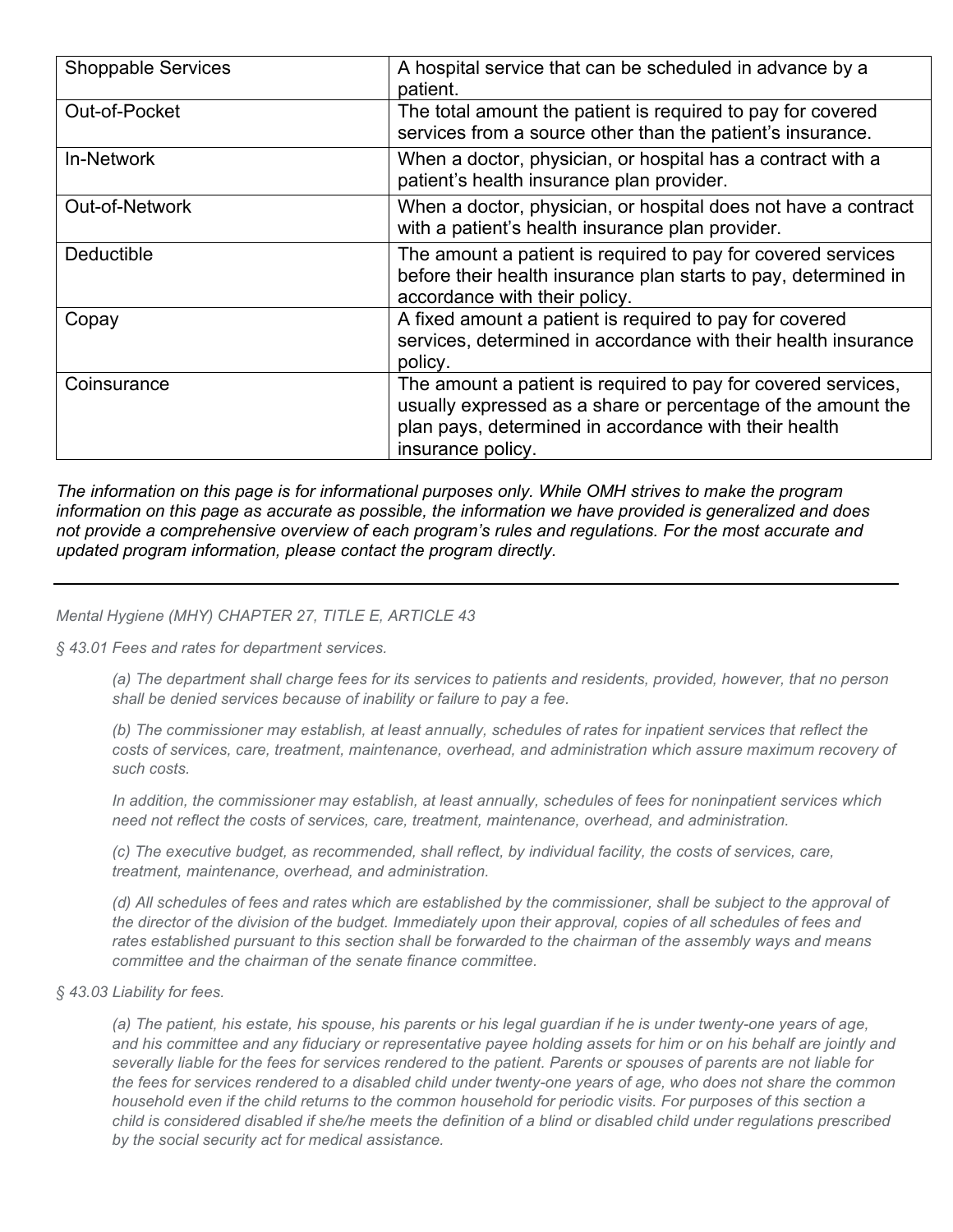| Shoppable Services | A hospital service that can be scheduled in advance by a patient. |
|---|---|
| Out-of-Pocket | The total amount the patient is required to pay for covered services from a source other than the patient's insurance. |
| In-Network | When a doctor, physician, or hospital has a contract with a patient's health insurance plan provider. |
| Out-of-Network | When a doctor, physician, or hospital does not have a contract with a patient's health insurance plan provider. |
| Deductible | The amount a patient is required to pay for covered services before their health insurance plan starts to pay, determined in accordance with their policy. |
| Copay | A fixed amount a patient is required to pay for covered services, determined in accordance with their health insurance policy. |
| Coinsurance | The amount a patient is required to pay for covered services, usually expressed as a share or percentage of the amount the plan pays, determined in accordance with their health insurance policy. |

*The information on this page is for informational purposes only. While OMH strives to make the program information on this page as accurate as possible, the information we have provided is generalized and does not provide a comprehensive overview of each program's rules and regulations. For the most accurate and updated program information, please contact the program directly.*

---

*Mental Hygiene (MHY) CHAPTER 27, TITLE E, ARTICLE 43*

*§ 43.01 Fees and rates for department services.*

> *(a) The department shall charge fees for its services to patients and residents, provided, however, that no person shall be denied services because of inability or failure to pay a fee.*
>
> *(b) The commissioner may establish, at least annually, schedules of rates for inpatient services that reflect the costs of services, care, treatment, maintenance, overhead, and administration which assure maximum recovery of such costs.*
>
> *In addition, the commissioner may establish, at least annually, schedules of fees for noninpatient services which need not reflect the costs of services, care, treatment, maintenance, overhead, and administration.*
>
> *(c) The executive budget, as recommended, shall reflect, by individual facility, the costs of services, care, treatment, maintenance, overhead, and administration.*
>
> *(d) All schedules of fees and rates which are established by the commissioner, shall be subject to the approval of the director of the division of the budget. Immediately upon their approval, copies of all schedules of fees and rates established pursuant to this section shall be forwarded to the chairman of the assembly ways and means committee and the chairman of the senate finance committee.*

*§ 43.03 Liability for fees.*

> *(a) The patient, his estate, his spouse, his parents or his legal guardian if he is under twenty-one years of age, and his committee and any fiduciary or representative payee holding assets for him or on his behalf are jointly and severally liable for the fees for services rendered to the patient. Parents or spouses of parents are not liable for the fees for services rendered to a disabled child under twenty-one years of age, who does not share the common household even if the child returns to the common household for periodic visits. For purposes of this section a child is considered disabled if she/he meets the definition of a blind or disabled child under regulations prescribed by the social security act for medical assistance.*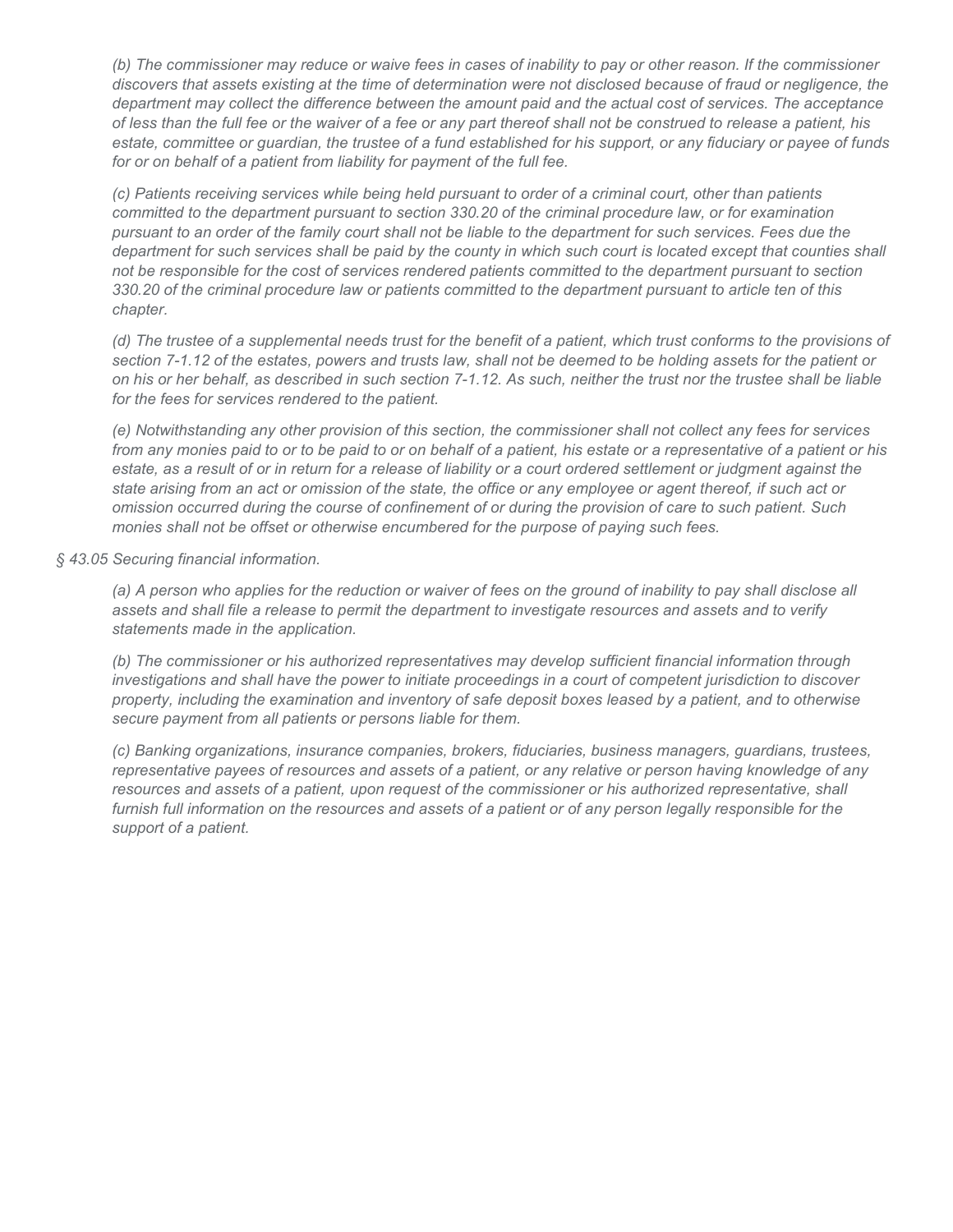*(b) The commissioner may reduce or waive fees in cases of inability to pay or other reason. If the commissioner discovers that assets existing at the time of determination were not disclosed because of fraud or negligence, the department may collect the difference between the amount paid and the actual cost of services. The acceptance of less than the full fee or the waiver of a fee or any part thereof shall not be construed to release a patient, his estate, committee or guardian, the trustee of a fund established for his support, or any fiduciary or payee of funds for or on behalf of a patient from liability for payment of the full fee.*

*(c) Patients receiving services while being held pursuant to order of a criminal court, other than patients committed to the department pursuant to section 330.20 of the criminal procedure law, or for examination pursuant to an order of the family court shall not be liable to the department for such services. Fees due the department for such services shall be paid by the county in which such court is located except that counties shall not be responsible for the cost of services rendered patients committed to the department pursuant to section 330.20 of the criminal procedure law or patients committed to the department pursuant to article ten of this chapter.*

*(d) The trustee of a supplemental needs trust for the benefit of a patient, which trust conforms to the provisions of section 7-1.12 of the estates, powers and trusts law, shall not be deemed to be holding assets for the patient or on his or her behalf, as described in such section 7-1.12. As such, neither the trust nor the trustee shall be liable for the fees for services rendered to the patient.*

*(e) Notwithstanding any other provision of this section, the commissioner shall not collect any fees for services from any monies paid to or to be paid to or on behalf of a patient, his estate or a representative of a patient or his estate, as a result of or in return for a release of liability or a court ordered settlement or judgment against the state arising from an act or omission of the state, the office or any employee or agent thereof, if such act or omission occurred during the course of confinement of or during the provision of care to such patient. Such monies shall not be offset or otherwise encumbered for the purpose of paying such fees.*

*§ 43.05 Securing financial information.*

*(a) A person who applies for the reduction or waiver of fees on the ground of inability to pay shall disclose all assets and shall file a release to permit the department to investigate resources and assets and to verify statements made in the application.*

*(b) The commissioner or his authorized representatives may develop sufficient financial information through investigations and shall have the power to initiate proceedings in a court of competent jurisdiction to discover property, including the examination and inventory of safe deposit boxes leased by a patient, and to otherwise secure payment from all patients or persons liable for them.*

*(c) Banking organizations, insurance companies, brokers, fiduciaries, business managers, guardians, trustees, representative payees of resources and assets of a patient, or any relative or person having knowledge of any resources and assets of a patient, upon request of the commissioner or his authorized representative, shall furnish full information on the resources and assets of a patient or of any person legally responsible for the support of a patient.*